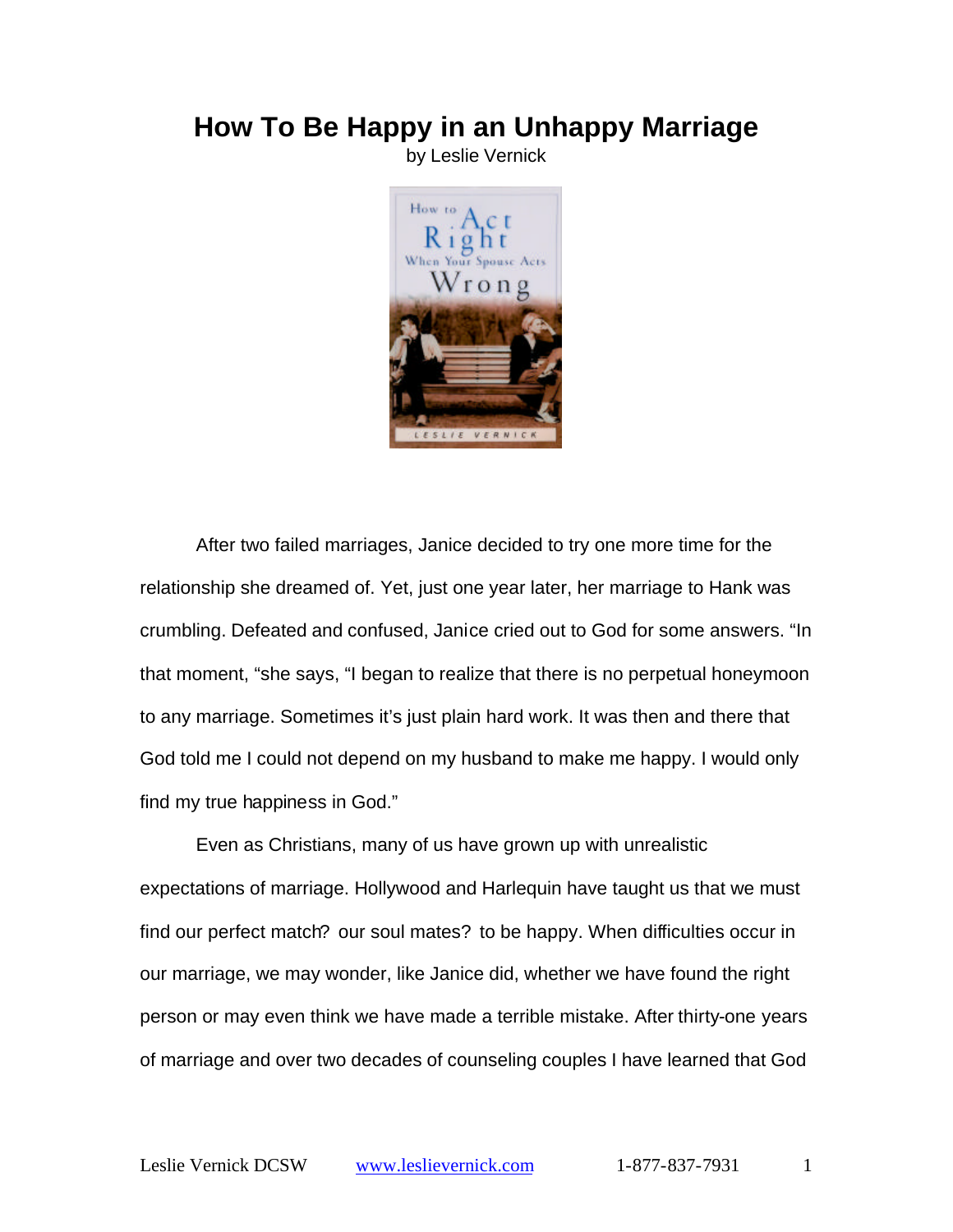# How To Be Happy in an Unhappy Marriage

by Leslie Vernick

After two failed marriages, Janice decided to try one more time for the relationship she dreamed of. Yet, just one year later, her marriage to Hank was crumbling. Defeated and confused, Janice cried out to God for some answers. "In that moment, "she says, "I began to realize that there is no perpetual honeymoon to any marriage. Sometimes it's just plain hard work. It was then and there that God told me I could not depend on my husband to make me happy. I would only find my true happiness in God."

Even as Christians, many of us have grown up with unrealistic expectations of marriage. Hollywood and Harlequin have taught us that we must find our perfect match? our soul mates? to be happy. When difficulties occur in our marriage, we may wonder, like Janice did, whether we have found the right person or may even think we have made a terrible mistake. After thirty-one years of marriage and over two decades of counseling couples I have learned that God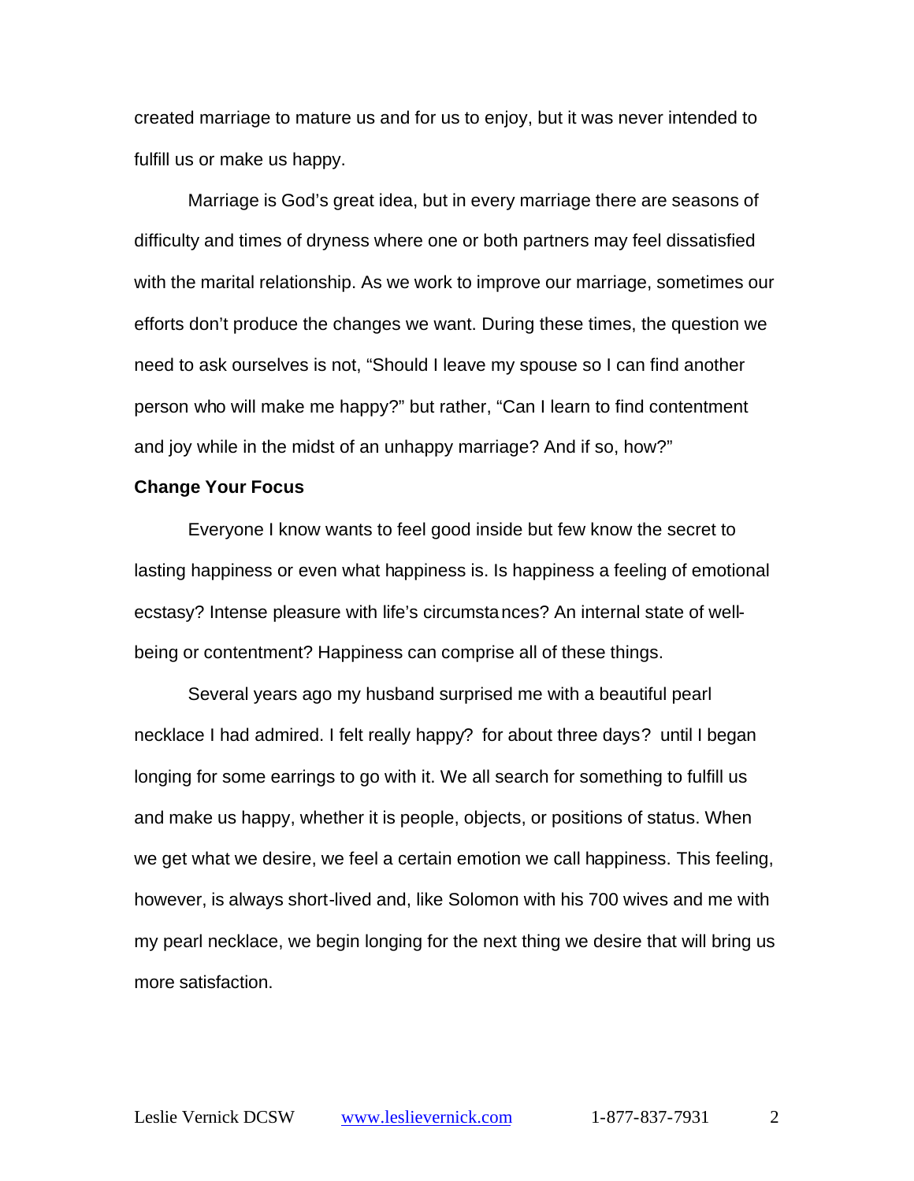created marriage to mature us and for us to enjoy, but it was never intended to fulfill us or make us happy.

Marriage is God's great idea, but in every marriage there are seasons of difficulty and times of dryness where one or both partners may feel dissatisfied with the marital relationship. As we work to improve our marriage, sometimes our efforts don't produce the changes we want. During these times, the question we need to ask ourselves is not, "Should I leave my spouse so I can find another person who will make me happy?" but rather, "Can I learn to find contentment and joy while in the midst of an unhappy marriage? And if so, how?"

**Change Your Focus**

Everyone I know wants to feel good inside but few know the secret to lasting happiness or even what happiness is. Is happiness a feeling of emotional ecstasy? Intense pleasure with life's circumstances? An internal state of well-being or contentment? Happiness can comprise all of these things.

Several years ago my husband surprised me with a beautiful pearl necklace I had admired. I felt really happy? for about three days? until I began longing for some earrings to go with it. We all search for something to fulfill us and make us happy, whether it is people, objects, or positions of status. When we get what we desire, we feel a certain emotion we call happiness. This feeling, however, is always short-lived and, like Solomon with his 700 wives and me with my pearl necklace, we begin longing for the next thing we desire that will bring us more satisfaction.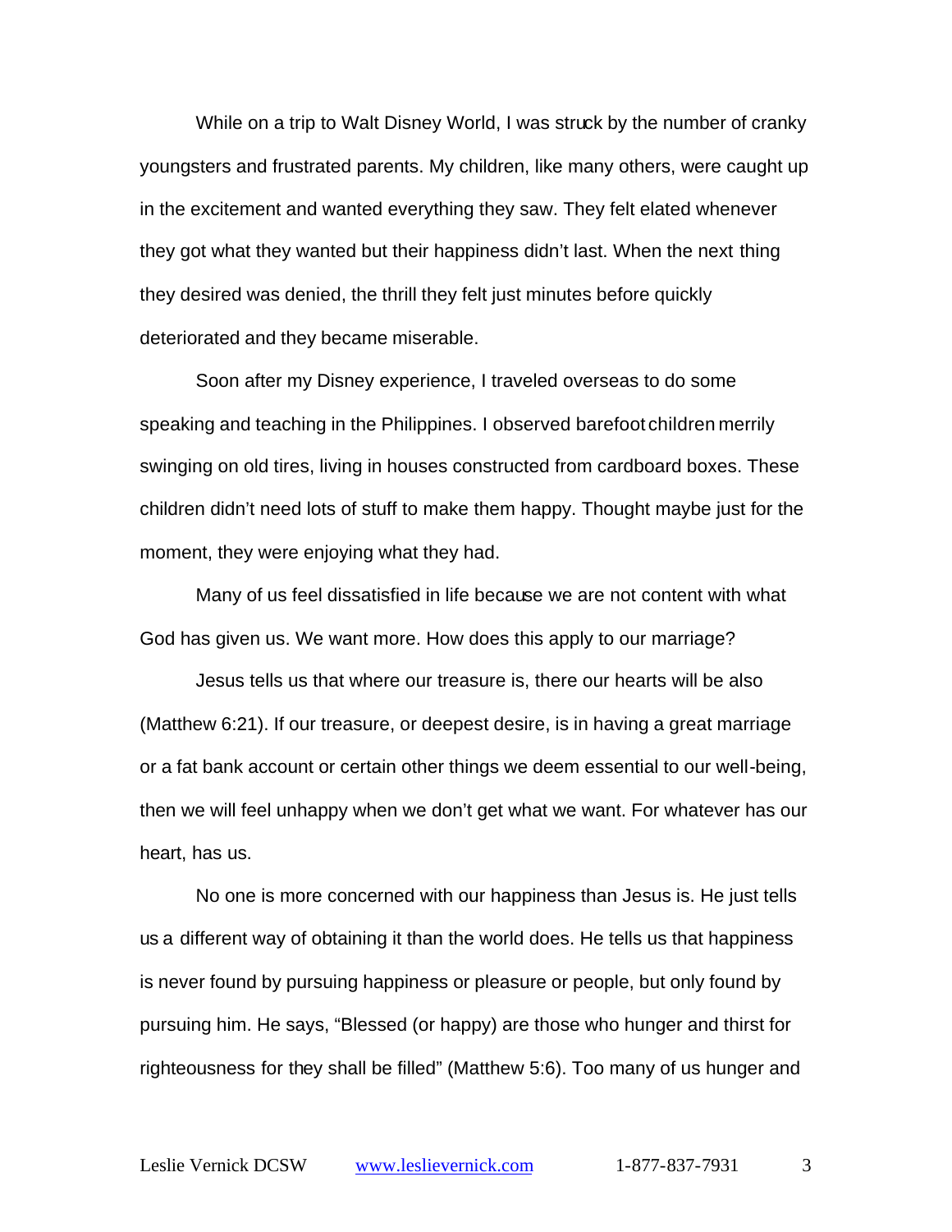While on a trip to Walt Disney World, I was struck by the number of cranky youngsters and frustrated parents. My children, like many others, were caught up in the excitement and wanted everything they saw. They felt elated whenever they got what they wanted but their happiness didn't last. When the next thing they desired was denied, the thrill they felt just minutes before quickly deteriorated and they became miserable.

Soon after my Disney experience, I traveled overseas to do some speaking and teaching in the Philippines. I observed barefoot children merrily swinging on old tires, living in houses constructed from cardboard boxes. These children didn't need lots of stuff to make them happy. Thought maybe just for the moment, they were enjoying what they had.

Many of us feel dissatisfied in life because we are not content with what God has given us. We want more. How does this apply to our marriage?

Jesus tells us that where our treasure is, there our hearts will be also (Matthew 6:21). If our treasure, or deepest desire, is in having a great marriage or a fat bank account or certain other things we deem essential to our well-being, then we will feel unhappy when we don't get what we want. For whatever has our heart, has us.

No one is more concerned with our happiness than Jesus is. He just tells us a different way of obtaining it than the world does. He tells us that happiness is never found by pursuing happiness or pleasure or people, but only found by pursuing him. He says, "Blessed (or happy) are those who hunger and thirst for righteousness for they shall be filled" (Matthew 5:6). Too many of us hunger and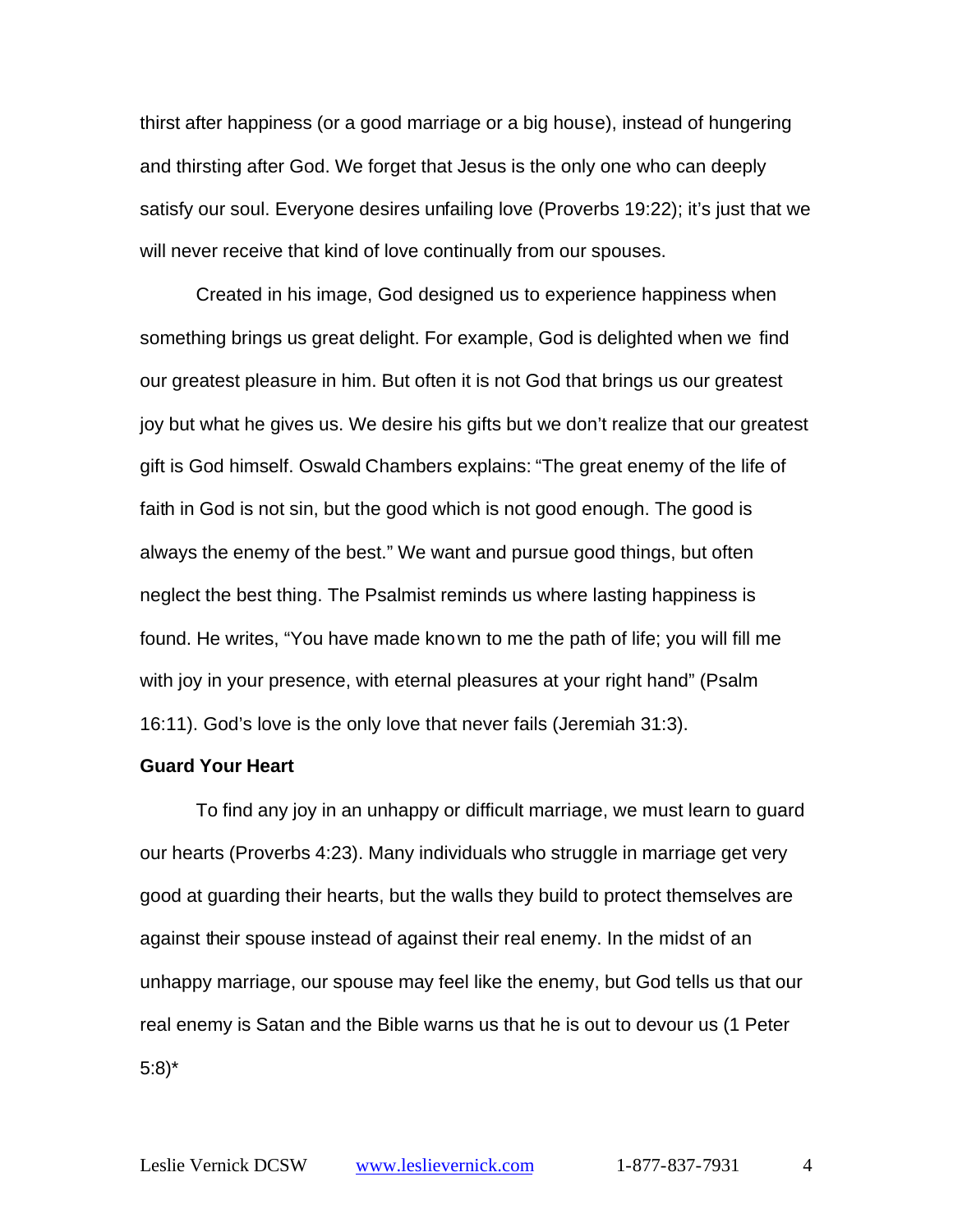thirst after happiness (or a good marriage or a big house), instead of hungering and thirsting after God. We forget that Jesus is the only one who can deeply satisfy our soul. Everyone desires unfailing love (Proverbs 19:22); it's just that we will never receive that kind of love continually from our spouses.

Created in his image, God designed us to experience happiness when something brings us great delight. For example, God is delighted when we find our greatest pleasure in him. But often it is not God that brings us our greatest joy but what he gives us. We desire his gifts but we don't realize that our greatest gift is God himself. Oswald Chambers explains: "The great enemy of the life of faith in God is not sin, but the good which is not good enough. The good is always the enemy of the best." We want and pursue good things, but often neglect the best thing. The Psalmist reminds us where lasting happiness is found. He writes, "You have made known to me the path of life; you will fill me with joy in your presence, with eternal pleasures at your right hand" (Psalm 16:11). God's love is the only love that never fails (Jeremiah 31:3).

**Guard Your Heart**

To find any joy in an unhappy or difficult marriage, we must learn to guard our hearts (Proverbs 4:23). Many individuals who struggle in marriage get very good at guarding their hearts, but the walls they build to protect themselves are against their spouse instead of against their real enemy. In the midst of an unhappy marriage, our spouse may feel like the enemy, but God tells us that our real enemy is Satan and the Bible warns us that he is out to devour us (1 Peter 5:8)*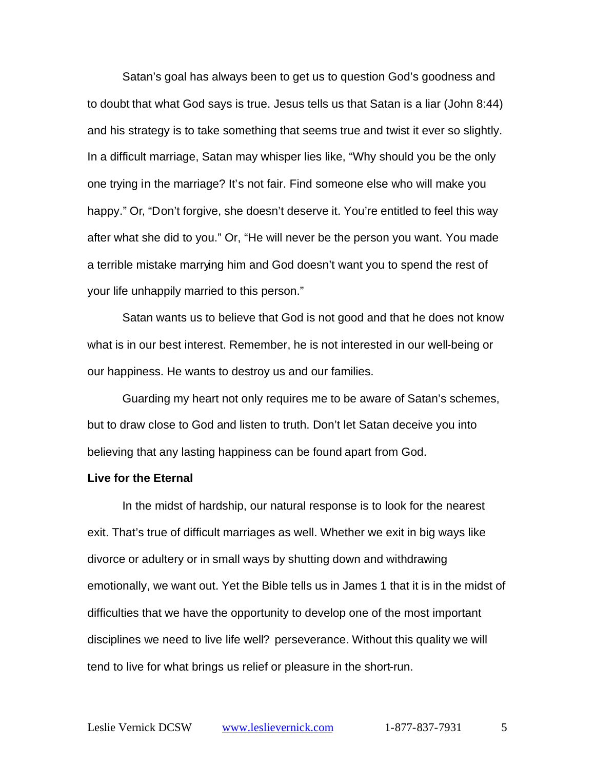Satan's goal has always been to get us to question God's goodness and to doubt that what God says is true. Jesus tells us that Satan is a liar (John 8:44) and his strategy is to take something that seems true and twist it ever so slightly. In a difficult marriage, Satan may whisper lies like, "Why should you be the only one trying in the marriage? It's not fair. Find someone else who will make you happy." Or, "Don't forgive, she doesn't deserve it. You're entitled to feel this way after what she did to you." Or, "He will never be the person you want. You made a terrible mistake marrying him and God doesn't want you to spend the rest of your life unhappily married to this person."

Satan wants us to believe that God is not good and that he does not know what is in our best interest. Remember, he is not interested in our well-being or our happiness. He wants to destroy us and our families.

Guarding my heart not only requires me to be aware of Satan's schemes, but to draw close to God and listen to truth. Don't let Satan deceive you into believing that any lasting happiness can be found apart from God.

**Live for the Eternal**

In the midst of hardship, our natural response is to look for the nearest exit. That's true of difficult marriages as well. Whether we exit in big ways like divorce or adultery or in small ways by shutting down and withdrawing emotionally, we want out. Yet the Bible tells us in James 1 that it is in the midst of difficulties that we have the opportunity to develop one of the most important disciplines we need to live life well? perseverance. Without this quality we will tend to live for what brings us relief or pleasure in the short-run.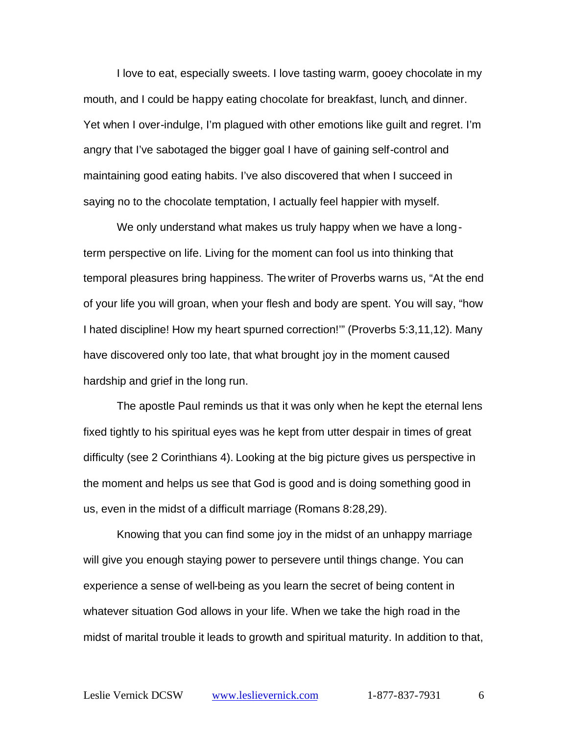I love to eat, especially sweets. I love tasting warm, gooey chocolate in my mouth, and I could be happy eating chocolate for breakfast, lunch, and dinner. Yet when I over-indulge, I'm plagued with other emotions like guilt and regret. I'm angry that I've sabotaged the bigger goal I have of gaining self-control and maintaining good eating habits. I've also discovered that when I succeed in saying no to the chocolate temptation, I actually feel happier with myself.

We only understand what makes us truly happy when we have a long-term perspective on life. Living for the moment can fool us into thinking that temporal pleasures bring happiness. The writer of Proverbs warns us, "At the end of your life you will groan, when your flesh and body are spent. You will say, "how I hated discipline! How my heart spurned correction!'" (Proverbs 5:3,11,12). Many have discovered only too late, that what brought joy in the moment caused hardship and grief in the long run.

The apostle Paul reminds us that it was only when he kept the eternal lens fixed tightly to his spiritual eyes was he kept from utter despair in times of great difficulty (see 2 Corinthians 4). Looking at the big picture gives us perspective in the moment and helps us see that God is good and is doing something good in us, even in the midst of a difficult marriage (Romans 8:28,29).

Knowing that you can find some joy in the midst of an unhappy marriage will give you enough staying power to persevere until things change. You can experience a sense of well-being as you learn the secret of being content in whatever situation God allows in your life. When we take the high road in the midst of marital trouble it leads to growth and spiritual maturity. In addition to that,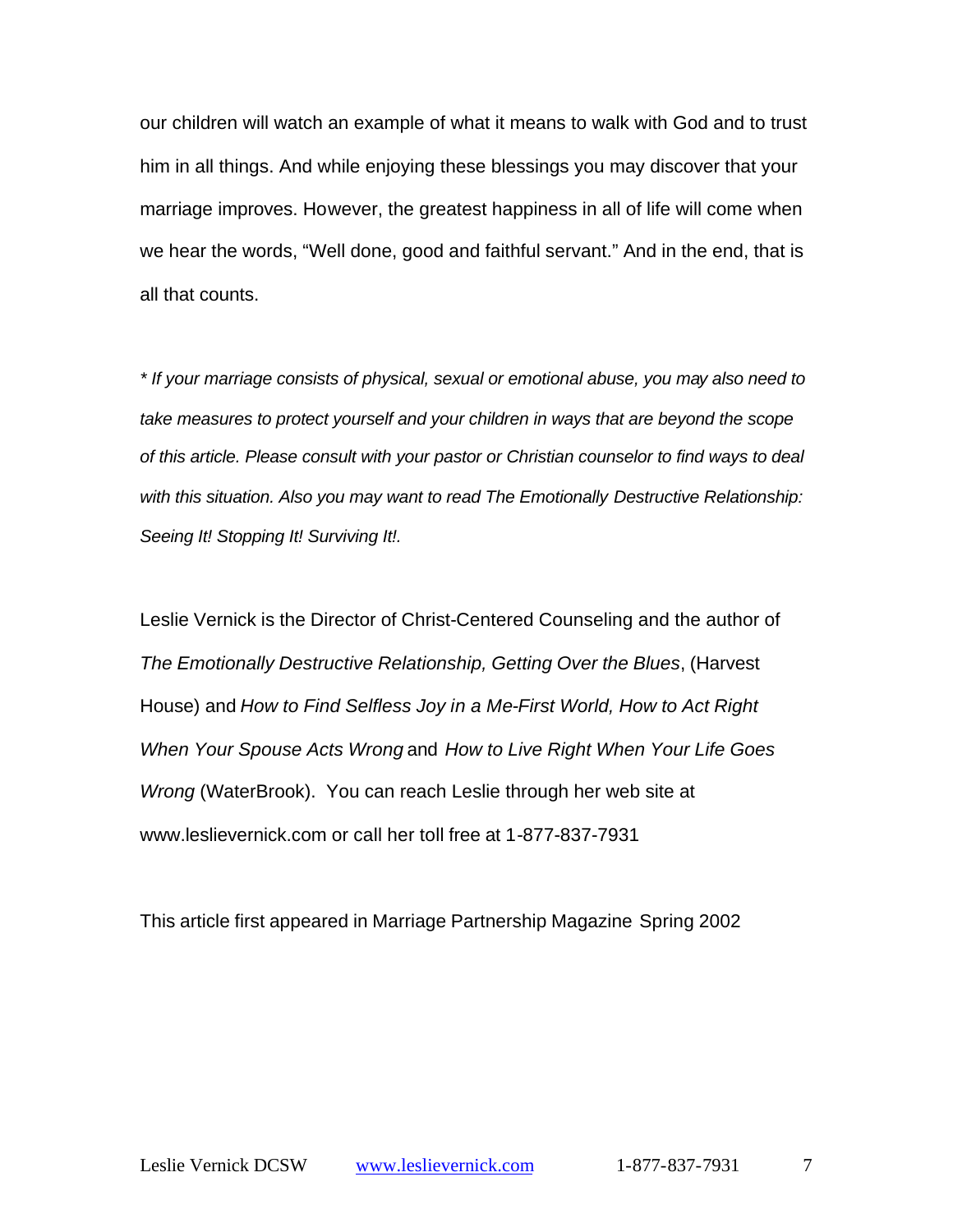our children will watch an example of what it means to walk with God and to trust him in all things. And while enjoying these blessings you may discover that your marriage improves. However, the greatest happiness in all of life will come when we hear the words, "Well done, good and faithful servant." And in the end, that is all that counts.

*\* If your marriage consists of physical, sexual or emotional abuse, you may also need to take measures to protect yourself and your children in ways that are beyond the scope of this article. Please consult with your pastor or Christian counselor to find ways to deal with this situation. Also you may want to read The Emotionally Destructive Relationship: Seeing It! Stopping It! Surviving It!.*

Leslie Vernick is the Director of Christ-Centered Counseling and the author of *The Emotionally Destructive Relationship, Getting Over the Blues*, (Harvest House) and *How to Find Selfless Joy in a Me-First World, How to Act Right When Your Spouse Acts Wrong* and *How to Live Right When Your Life Goes Wrong* (WaterBrook). You can reach Leslie through her web site at www.leslievernick.com or call her toll free at 1-877-837-7931

This article first appeared in Marriage Partnership Magazine Spring 2002